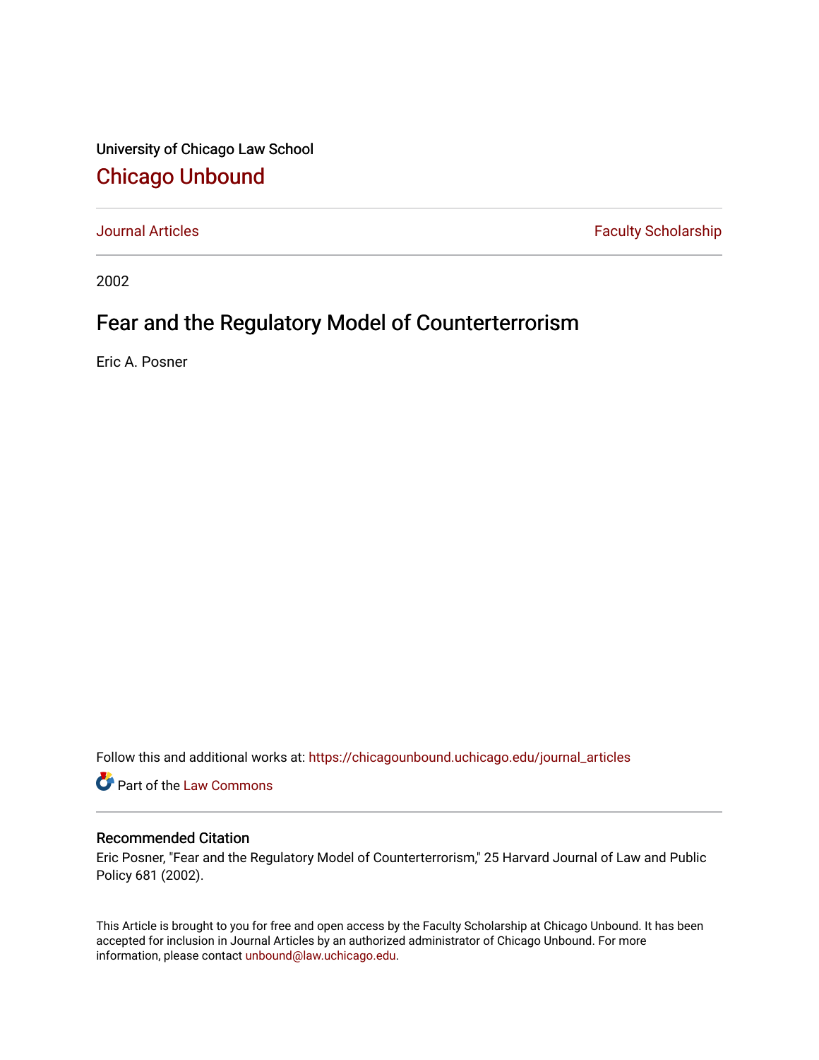University of Chicago Law School

## Chicago Unbound

Journal Articles | Faculty Scholarship

2002

# Fear and the Regulatory Model of Counterterrorism

Eric A. Posner

Follow this and additional works at: https://chicagounbound.uchicago.edu/journal_articles

Part of the Law Commons

### Recommended Citation

Eric Posner, "Fear and the Regulatory Model of Counterterrorism," 25 Harvard Journal of Law and Public Policy 681 (2002).

This Article is brought to you for free and open access by the Faculty Scholarship at Chicago Unbound. It has been accepted for inclusion in Journal Articles by an authorized administrator of Chicago Unbound. For more information, please contact unbound@law.uchicago.edu.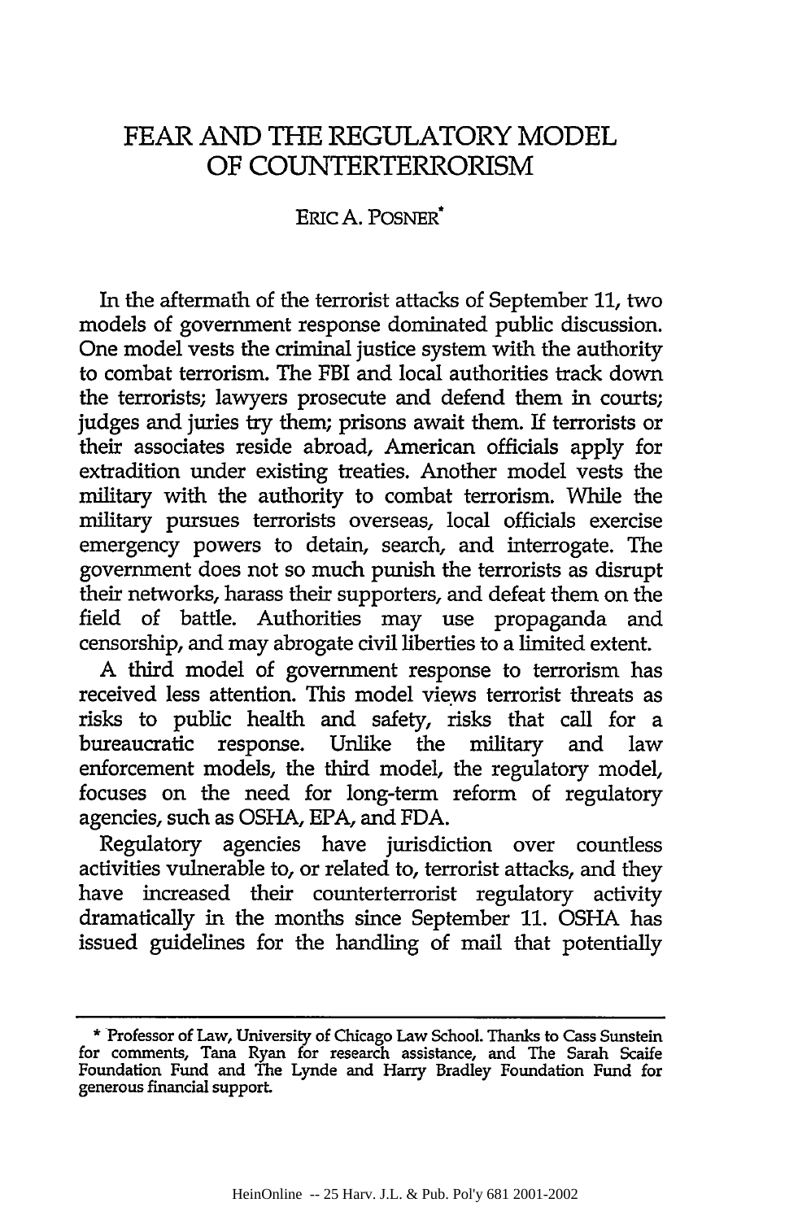# FEAR AND THE REGULATORY MODEL OF COUNTERTERRORISM

ERIC A. POSNER*

In the aftermath of the terrorist attacks of September 11, two models of government response dominated public discussion. One model vests the criminal justice system with the authority to combat terrorism. The FBI and local authorities track down the terrorists; lawyers prosecute and defend them in courts; judges and juries try them; prisons await them. If terrorists or their associates reside abroad, American officials apply for extradition under existing treaties. Another model vests the military with the authority to combat terrorism. While the military pursues terrorists overseas, local officials exercise emergency powers to detain, search, and interrogate. The government does not so much punish the terrorists as disrupt their networks, harass their supporters, and defeat them on the field of battle. Authorities may use propaganda and censorship, and may abrogate civil liberties to a limited extent.

A third model of government response to terrorism has received less attention. This model views terrorist threats as risks to public health and safety, risks that call for a bureaucratic response. Unlike the military and law enforcement models, the third model, the regulatory model, focuses on the need for long-term reform of regulatory agencies, such as OSHA, EPA, and FDA.

Regulatory agencies have jurisdiction over countless activities vulnerable to, or related to, terrorist attacks, and they have increased their counterterrorist regulatory activity dramatically in the months since September 11. OSHA has issued guidelines for the handling of mail that potentially

---

* Professor of Law, University of Chicago Law School. Thanks to Cass Sunstein for comments, Tana Ryan for research assistance, and The Sarah Scaife Foundation Fund and The Lynde and Harry Bradley Foundation Fund for generous financial support.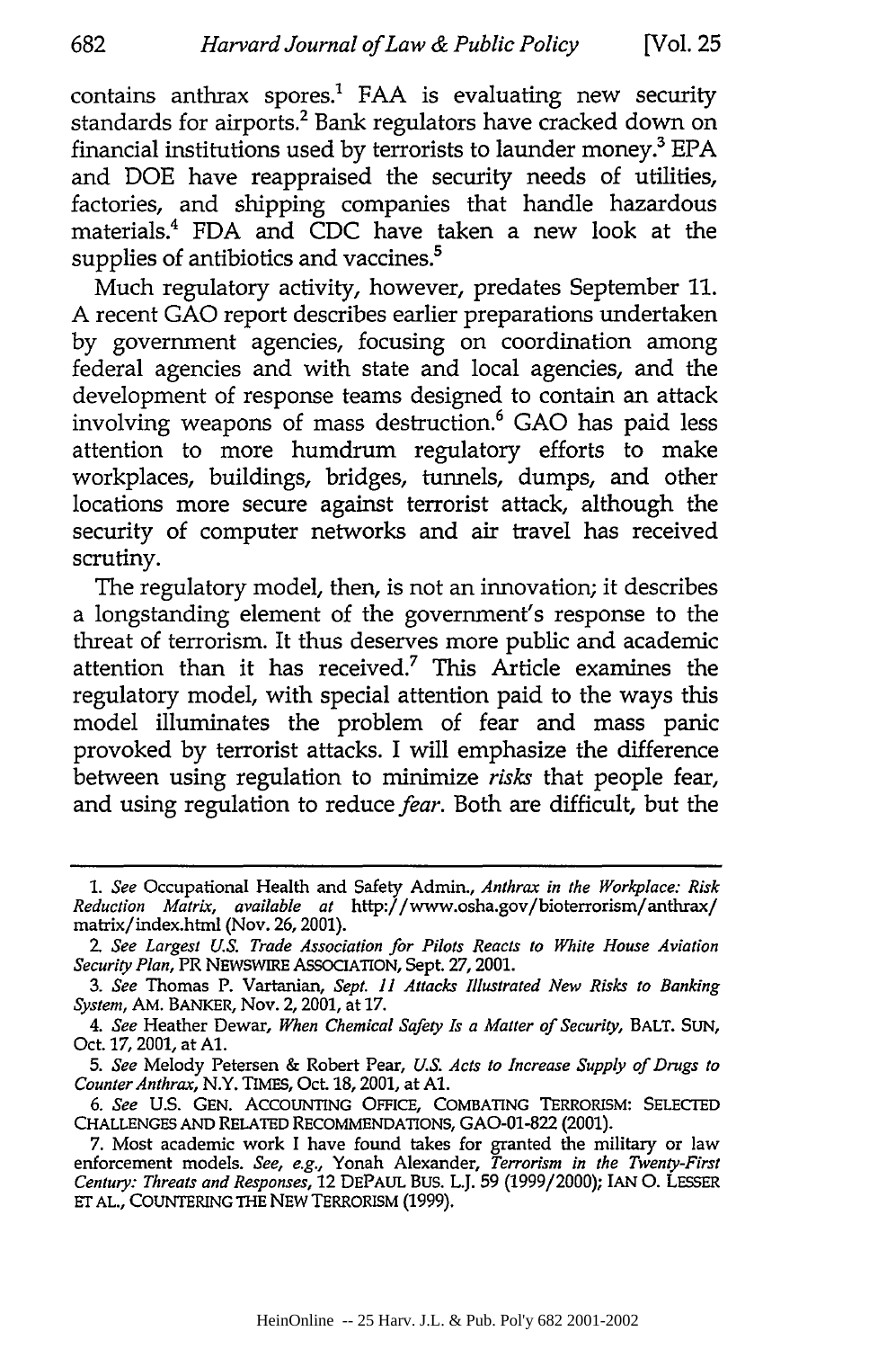contains anthrax spores.[1] FAA is evaluating new security standards for airports.[2] Bank regulators have cracked down on financial institutions used by terrorists to launder money.[3] EPA and DOE have reappraised the security needs of utilities, factories, and shipping companies that handle hazardous materials.[4] FDA and CDC have taken a new look at the supplies of antibiotics and vaccines.[5]

Much regulatory activity, however, predates September 11. A recent GAO report describes earlier preparations undertaken by government agencies, focusing on coordination among federal agencies and with state and local agencies, and the development of response teams designed to contain an attack involving weapons of mass destruction.[6] GAO has paid less attention to more humdrum regulatory efforts to make workplaces, buildings, bridges, tunnels, dumps, and other locations more secure against terrorist attack, although the security of computer networks and air travel has received scrutiny.

The regulatory model, then, is not an innovation; it describes a longstanding element of the government's response to the threat of terrorism. It thus deserves more public and academic attention than it has received.[7] This Article examines the regulatory model, with special attention paid to the ways this model illuminates the problem of fear and mass panic provoked by terrorist attacks. I will emphasize the difference between using regulation to minimize *risks* that people fear, and using regulation to reduce *fear*. Both are difficult, but the

---

1. *See* Occupational Health and Safety Admin., *Anthrax in the Workplace: Risk Reduction Matrix, available at* http://www.osha.gov/bioterrorism/anthrax/matrix/index.html (Nov. 26, 2001).

2. *See Largest U.S. Trade Association for Pilots Reacts to White House Aviation Security Plan*, PR NEWSWIRE ASSOCIATION, Sept. 27, 2001.

3. *See* Thomas P. Vartanian, *Sept. 11 Attacks Illustrated New Risks to Banking System*, AM. BANKER, Nov. 2, 2001, at 17.

4. *See* Heather Dewar, *When Chemical Safety Is a Matter of Security*, BALT. SUN, Oct. 17, 2001, at A1.

5. *See* Melody Petersen & Robert Pear, *U.S. Acts to Increase Supply of Drugs to Counter Anthrax*, N.Y. TIMES, Oct. 18, 2001, at A1.

6. *See* U.S. GEN. ACCOUNTING OFFICE, COMBATING TERRORISM: SELECTED CHALLENGES AND RELATED RECOMMENDATIONS, GAO-01-822 (2001).

7. Most academic work I have found takes for granted the military or law enforcement models. *See, e.g.*, Yonah Alexander, *Terrorism in the Twenty-First Century: Threats and Responses*, 12 DEPAUL BUS. L.J. 59 (1999/2000); IAN O. LESSER ET AL., COUNTERING THE NEW TERRORISM (1999).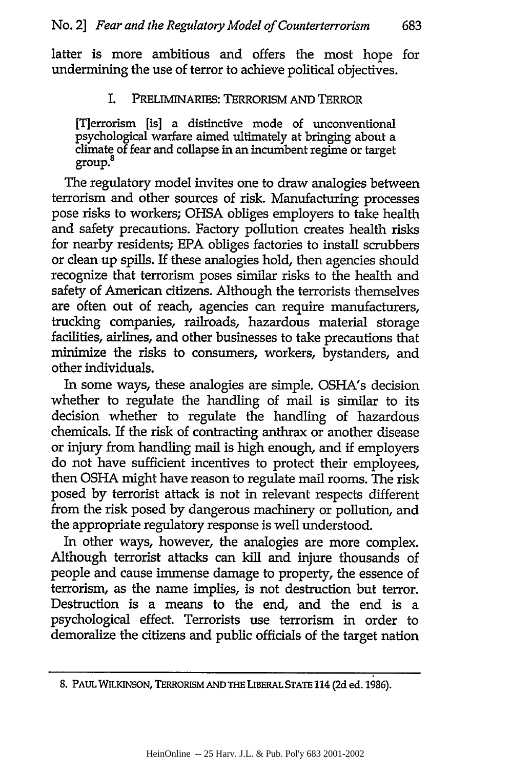latter is more ambitious and offers the most hope for undermining the use of terror to achieve political objectives.

## I. PRELIMINARIES: TERRORISM AND TERROR

> [T]errorism [is] a distinctive mode of unconventional psychological warfare aimed ultimately at bringing about a climate of fear and collapse in an incumbent regime or target group.[8]

The regulatory model invites one to draw analogies between terrorism and other sources of risk. Manufacturing processes pose risks to workers; OHSA obliges employers to take health and safety precautions. Factory pollution creates health risks for nearby residents; EPA obliges factories to install scrubbers or clean up spills. If these analogies hold, then agencies should recognize that terrorism poses similar risks to the health and safety of American citizens. Although the terrorists themselves are often out of reach, agencies can require manufacturers, trucking companies, railroads, hazardous material storage facilities, airlines, and other businesses to take precautions that minimize the risks to consumers, workers, bystanders, and other individuals.

In some ways, these analogies are simple. OSHA's decision whether to regulate the handling of mail is similar to its decision whether to regulate the handling of hazardous chemicals. If the risk of contracting anthrax or another disease or injury from handling mail is high enough, and if employers do not have sufficient incentives to protect their employees, then OSHA might have reason to regulate mail rooms. The risk posed by terrorist attack is not in relevant respects different from the risk posed by dangerous machinery or pollution, and the appropriate regulatory response is well understood.

In other ways, however, the analogies are more complex. Although terrorist attacks can kill and injure thousands of people and cause immense damage to property, the essence of terrorism, as the name implies, is not destruction but terror. Destruction is a means to the end, and the end is a psychological effect. Terrorists use terrorism in order to demoralize the citizens and public officials of the target nation

---

8. PAUL WILKINSON, TERRORISM AND THE LIBERAL STATE 114 (2d ed. 1986).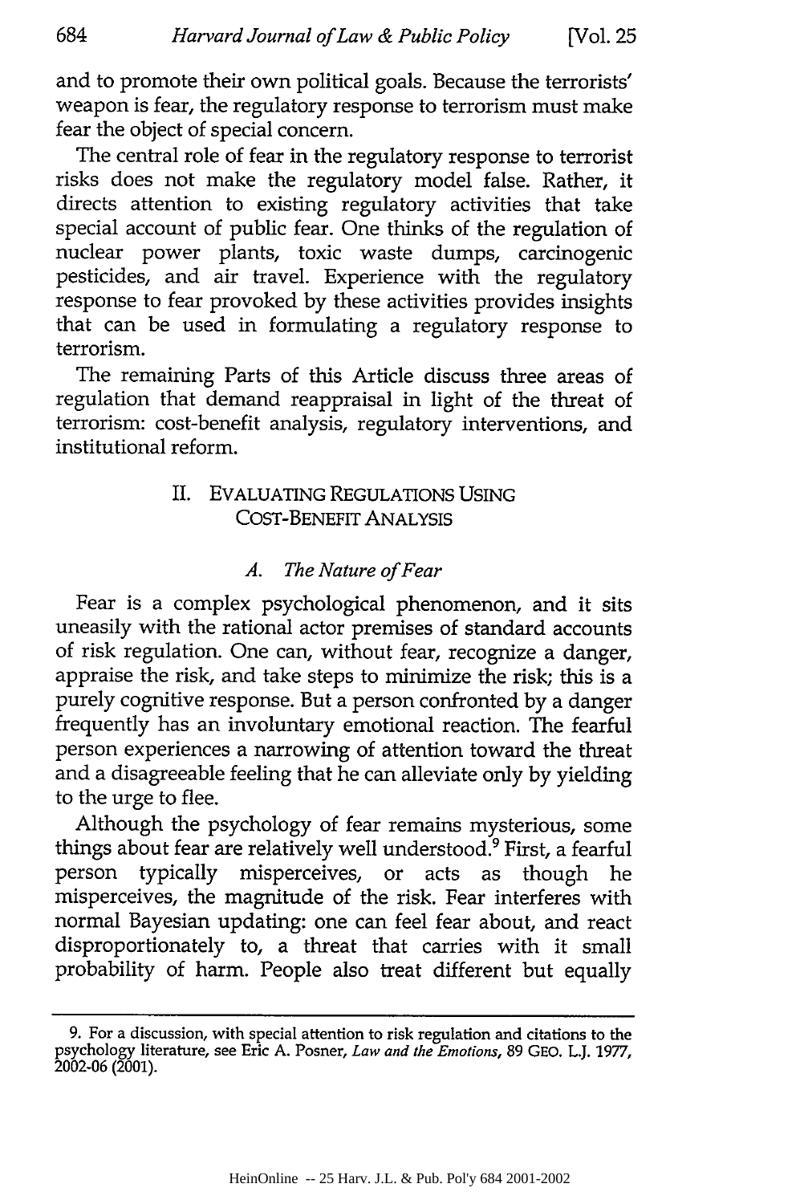and to promote their own political goals. Because the terrorists' weapon is fear, the regulatory response to terrorism must make fear the object of special concern.

The central role of fear in the regulatory response to terrorist risks does not make the regulatory model false. Rather, it directs attention to existing regulatory activities that take special account of public fear. One thinks of the regulation of nuclear power plants, toxic waste dumps, carcinogenic pesticides, and air travel. Experience with the regulatory response to fear provoked by these activities provides insights that can be used in formulating a regulatory response to terrorism.

The remaining Parts of this Article discuss three areas of regulation that demand reappraisal in light of the threat of terrorism: cost-benefit analysis, regulatory interventions, and institutional reform.

## II. EVALUATING REGULATIONS USING COST-BENEFIT ANALYSIS

### *A. The Nature of Fear*

Fear is a complex psychological phenomenon, and it sits uneasily with the rational actor premises of standard accounts of risk regulation. One can, without fear, recognize a danger, appraise the risk, and take steps to minimize the risk; this is a purely cognitive response. But a person confronted by a danger frequently has an involuntary emotional reaction. The fearful person experiences a narrowing of attention toward the threat and a disagreeable feeling that he can alleviate only by yielding to the urge to flee.

Although the psychology of fear remains mysterious, some things about fear are relatively well understood.[9] First, a fearful person typically misperceives, or acts as though he misperceives, the magnitude of the risk. Fear interferes with normal Bayesian updating: one can feel fear about, and react disproportionately to, a threat that carries with it small probability of harm. People also treat different but equally

---

9. For a discussion, with special attention to risk regulation and citations to the psychology literature, see Eric A. Posner, *Law and the Emotions*, 89 GEO. L.J. 1977, 2002-06 (2001).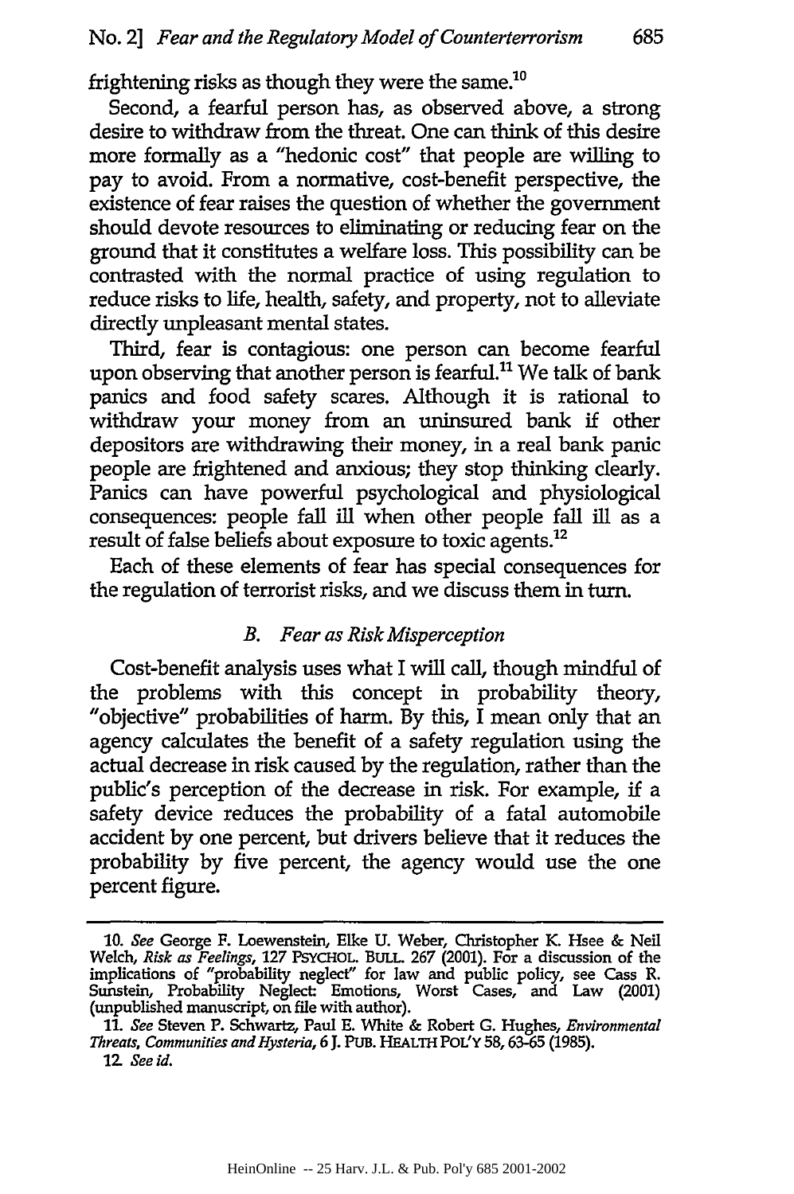frightening risks as though they were the same.[10]

Second, a fearful person has, as observed above, a strong desire to withdraw from the threat. One can think of this desire more formally as a "hedonic cost" that people are willing to pay to avoid. From a normative, cost-benefit perspective, the existence of fear raises the question of whether the government should devote resources to eliminating or reducing fear on the ground that it constitutes a welfare loss. This possibility can be contrasted with the normal practice of using regulation to reduce risks to life, health, safety, and property, not to alleviate directly unpleasant mental states.

Third, fear is contagious: one person can become fearful upon observing that another person is fearful.[11] We talk of bank panics and food safety scares. Although it is rational to withdraw your money from an uninsured bank if other depositors are withdrawing their money, in a real bank panic people are frightened and anxious; they stop thinking clearly. Panics can have powerful psychological and physiological consequences: people fall ill when other people fall ill as a result of false beliefs about exposure to toxic agents.[12]

Each of these elements of fear has special consequences for the regulation of terrorist risks, and we discuss them in turn.

### *B. Fear as Risk Misperception*

Cost-benefit analysis uses what I will call, though mindful of the problems with this concept in probability theory, "objective" probabilities of harm. By this, I mean only that an agency calculates the benefit of a safety regulation using the actual decrease in risk caused by the regulation, rather than the public's perception of the decrease in risk. For example, if a safety device reduces the probability of a fatal automobile accident by one percent, but drivers believe that it reduces the probability by five percent, the agency would use the one percent figure.

---

10. *See* George F. Loewenstein, Elke U. Weber, Christopher K. Hsee & Neil Welch, *Risk as Feelings*, 127 PSYCHOL. BULL. 267 (2001). For a discussion of the implications of "probability neglect" for law and public policy, see Cass R. Sunstein, Probability Neglect: Emotions, Worst Cases, and Law (2001) (unpublished manuscript, on file with author).

11. *See* Steven P. Schwartz, Paul E. White & Robert G. Hughes, *Environmental Threats, Communities and Hysteria*, 6 J. PUB. HEALTH POL'Y 58, 63-65 (1985).

12. *See id.*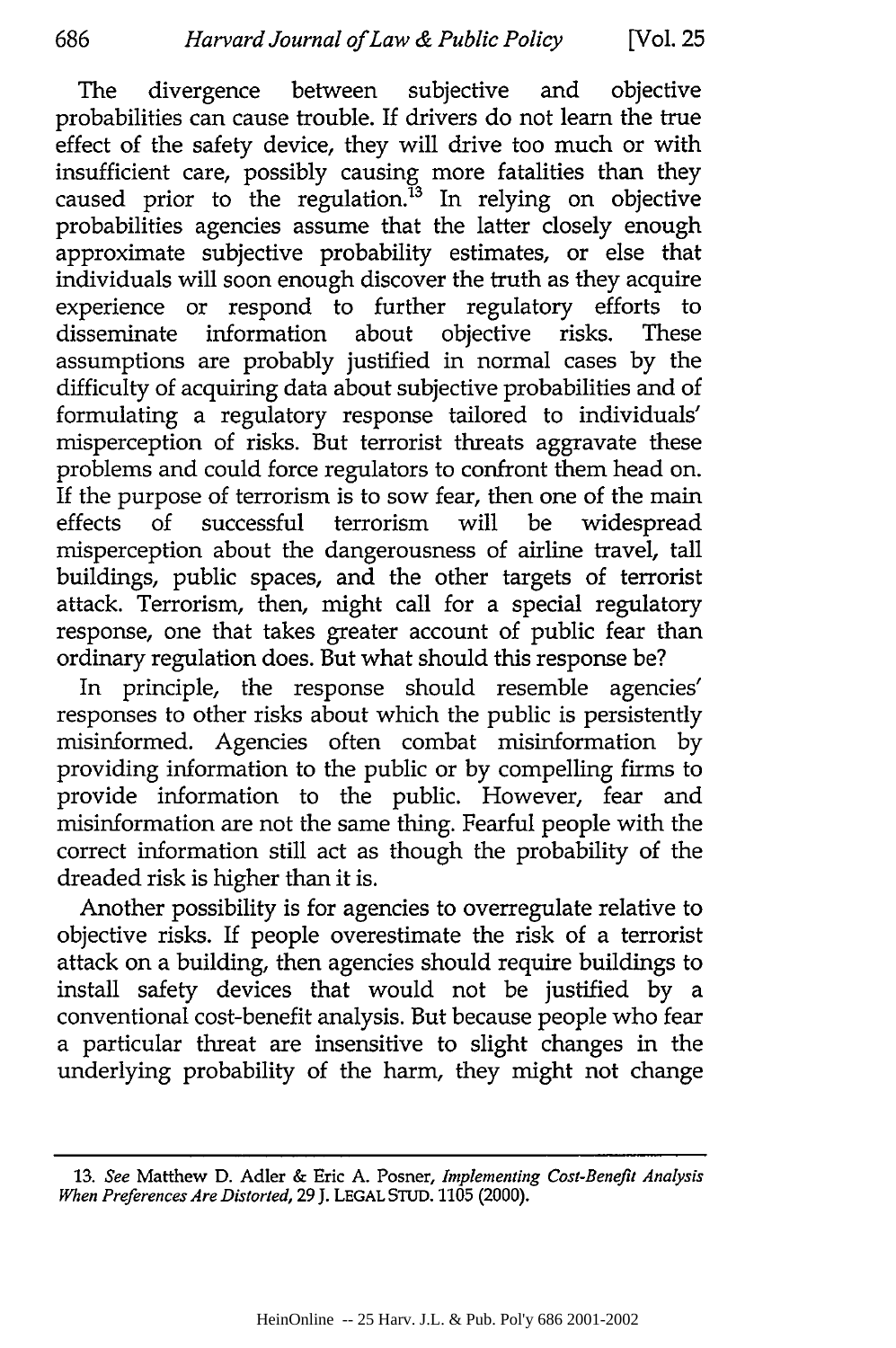The divergence between subjective and objective probabilities can cause trouble. If drivers do not learn the true effect of the safety device, they will drive too much or with insufficient care, possibly causing more fatalities than they caused prior to the regulation.[13] In relying on objective probabilities agencies assume that the latter closely enough approximate subjective probability estimates, or else that individuals will soon enough discover the truth as they acquire experience or respond to further regulatory efforts to disseminate information about objective risks. These assumptions are probably justified in normal cases by the difficulty of acquiring data about subjective probabilities and of formulating a regulatory response tailored to individuals' misperception of risks. But terrorist threats aggravate these problems and could force regulators to confront them head on. If the purpose of terrorism is to sow fear, then one of the main effects of successful terrorism will be widespread misperception about the dangerousness of airline travel, tall buildings, public spaces, and the other targets of terrorist attack. Terrorism, then, might call for a special regulatory response, one that takes greater account of public fear than ordinary regulation does. But what should this response be?

In principle, the response should resemble agencies' responses to other risks about which the public is persistently misinformed. Agencies often combat misinformation by providing information to the public or by compelling firms to provide information to the public. However, fear and misinformation are not the same thing. Fearful people with the correct information still act as though the probability of the dreaded risk is higher than it is.

Another possibility is for agencies to overregulate relative to objective risks. If people overestimate the risk of a terrorist attack on a building, then agencies should require buildings to install safety devices that would not be justified by a conventional cost-benefit analysis. But because people who fear a particular threat are insensitive to slight changes in the underlying probability of the harm, they might not change

---

13. *See* Matthew D. Adler & Eric A. Posner, *Implementing Cost-Benefit Analysis When Preferences Are Distorted*, 29 J. LEGAL STUD. 1105 (2000).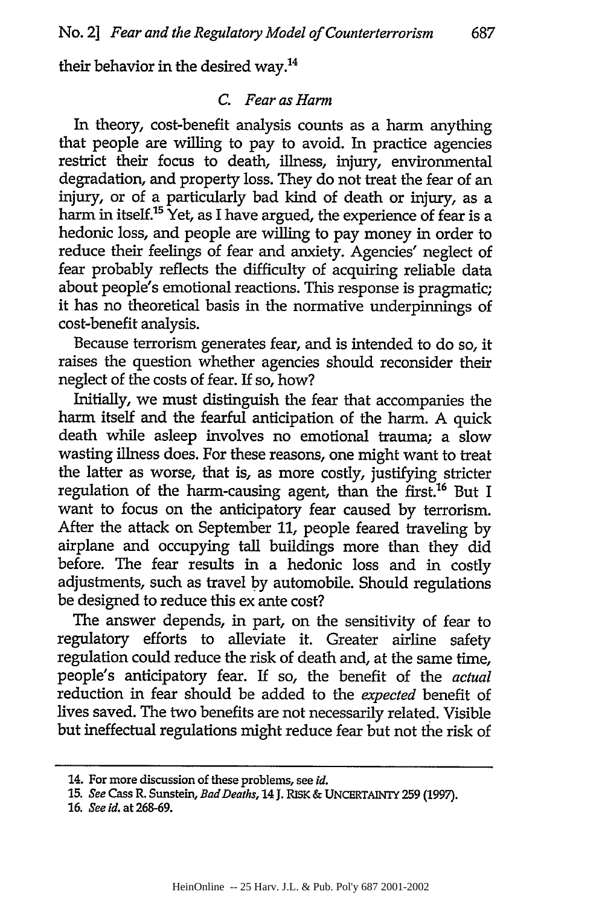their behavior in the desired way.[14]

### C. *Fear as Harm*

In theory, cost-benefit analysis counts as a harm anything that people are willing to pay to avoid. In practice agencies restrict their focus to death, illness, injury, environmental degradation, and property loss. They do not treat the fear of an injury, or of a particularly bad kind of death or injury, as a harm in itself.[15] Yet, as I have argued, the experience of fear is a hedonic loss, and people are willing to pay money in order to reduce their feelings of fear and anxiety. Agencies' neglect of fear probably reflects the difficulty of acquiring reliable data about people's emotional reactions. This response is pragmatic; it has no theoretical basis in the normative underpinnings of cost-benefit analysis.

Because terrorism generates fear, and is intended to do so, it raises the question whether agencies should reconsider their neglect of the costs of fear. If so, how?

Initially, we must distinguish the fear that accompanies the harm itself and the fearful anticipation of the harm. A quick death while asleep involves no emotional trauma; a slow wasting illness does. For these reasons, one might want to treat the latter as worse, that is, as more costly, justifying stricter regulation of the harm-causing agent, than the first.[16] But I want to focus on the anticipatory fear caused by terrorism. After the attack on September 11, people feared traveling by airplane and occupying tall buildings more than they did before. The fear results in a hedonic loss and in costly adjustments, such as travel by automobile. Should regulations be designed to reduce this ex ante cost?

The answer depends, in part, on the sensitivity of fear to regulatory efforts to alleviate it. Greater airline safety regulation could reduce the risk of death and, at the same time, people's anticipatory fear. If so, the benefit of the *actual* reduction in fear should be added to the *expected* benefit of lives saved. The two benefits are not necessarily related. Visible but ineffectual regulations might reduce fear but not the risk of

---

14. For more discussion of these problems, see *id.*

15. *See* Cass R. Sunstein, *Bad Deaths*, 14 J. RISK & UNCERTAINTY 259 (1997).

16. *See id.* at 268-69.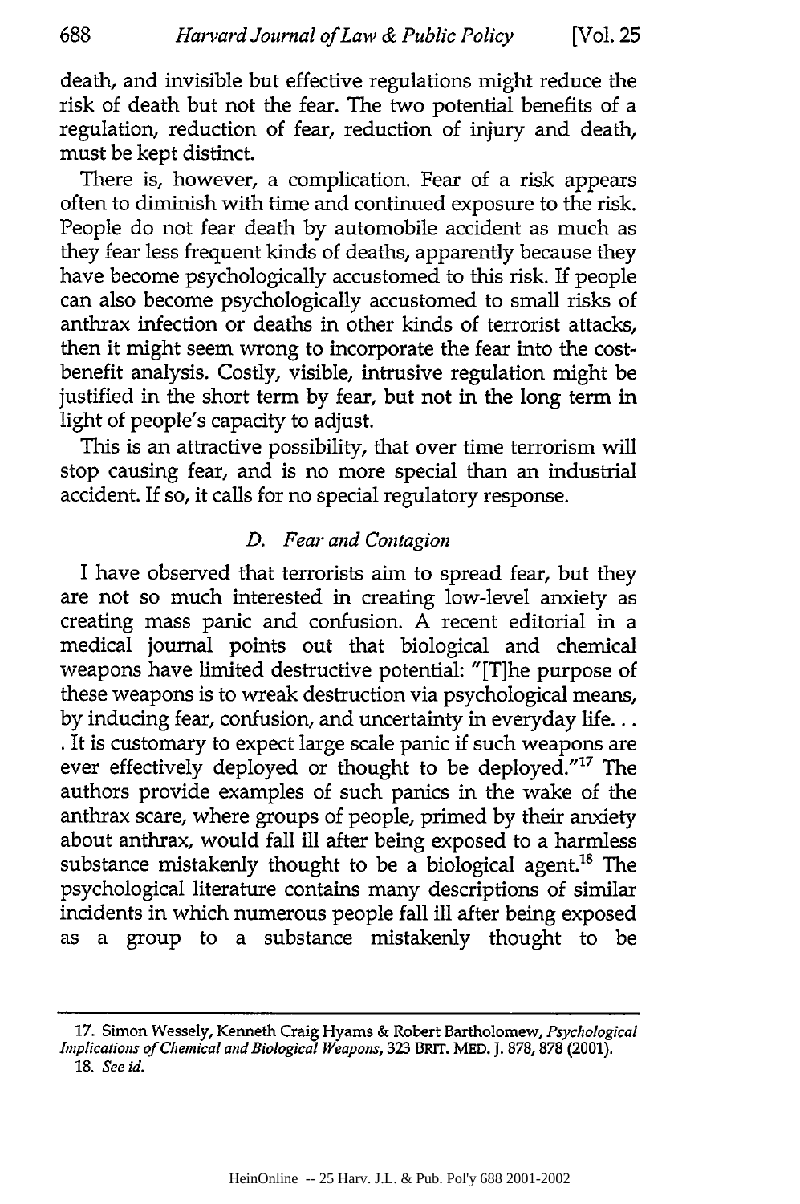death, and invisible but effective regulations might reduce the risk of death but not the fear. The two potential benefits of a regulation, reduction of fear, reduction of injury and death, must be kept distinct.

There is, however, a complication. Fear of a risk appears often to diminish with time and continued exposure to the risk. People do not fear death by automobile accident as much as they fear less frequent kinds of deaths, apparently because they have become psychologically accustomed to this risk. If people can also become psychologically accustomed to small risks of anthrax infection or deaths in other kinds of terrorist attacks, then it might seem wrong to incorporate the fear into the cost-benefit analysis. Costly, visible, intrusive regulation might be justified in the short term by fear, but not in the long term in light of people's capacity to adjust.

This is an attractive possibility, that over time terrorism will stop causing fear, and is no more special than an industrial accident. If so, it calls for no special regulatory response.

### *D. Fear and Contagion*

I have observed that terrorists aim to spread fear, but they are not so much interested in creating low-level anxiety as creating mass panic and confusion. A recent editorial in a medical journal points out that biological and chemical weapons have limited destructive potential: "[T]he purpose of these weapons is to wreak destruction via psychological means, by inducing fear, confusion, and uncertainty in everyday life. . . . It is customary to expect large scale panic if such weapons are ever effectively deployed or thought to be deployed."[17] The authors provide examples of such panics in the wake of the anthrax scare, where groups of people, primed by their anxiety about anthrax, would fall ill after being exposed to a harmless substance mistakenly thought to be a biological agent.[18] The psychological literature contains many descriptions of similar incidents in which numerous people fall ill after being exposed as a group to a substance mistakenly thought to be

---

17. Simon Wessely, Kenneth Craig Hyams & Robert Bartholomew, *Psychological Implications of Chemical and Biological Weapons*, 323 BRIT. MED. J. 878, 878 (2001).

18. *See id.*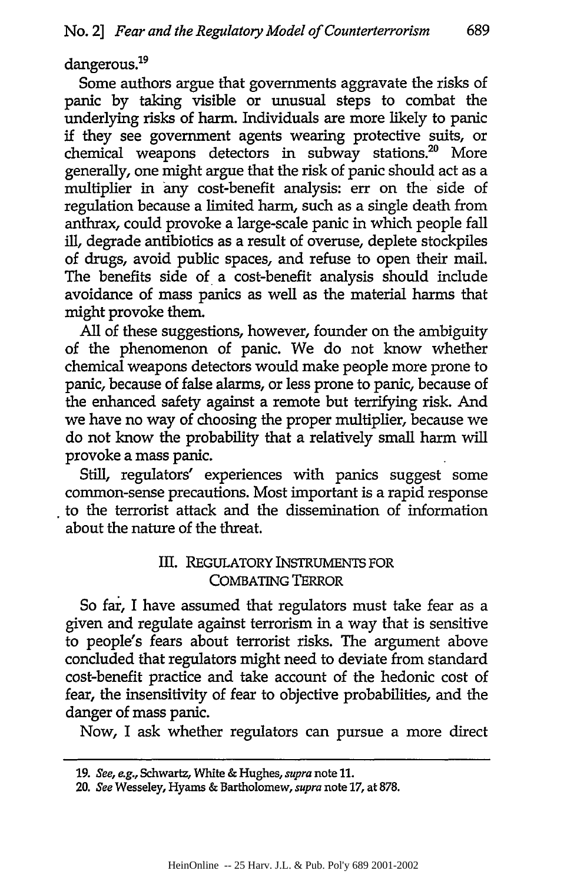dangerous.[19]

Some authors argue that governments aggravate the risks of panic by taking visible or unusual steps to combat the underlying risks of harm. Individuals are more likely to panic if they see government agents wearing protective suits, or chemical weapons detectors in subway stations.[20] More generally, one might argue that the risk of panic should act as a multiplier in any cost-benefit analysis: err on the side of regulation because a limited harm, such as a single death from anthrax, could provoke a large-scale panic in which people fall ill, degrade antibiotics as a result of overuse, deplete stockpiles of drugs, avoid public spaces, and refuse to open their mail. The benefits side of a cost-benefit analysis should include avoidance of mass panics as well as the material harms that might provoke them.

All of these suggestions, however, founder on the ambiguity of the phenomenon of panic. We do not know whether chemical weapons detectors would make people more prone to panic, because of false alarms, or less prone to panic, because of the enhanced safety against a remote but terrifying risk. And we have no way of choosing the proper multiplier, because we do not know the probability that a relatively small harm will provoke a mass panic.

Still, regulators' experiences with panics suggest some common-sense precautions. Most important is a rapid response to the terrorist attack and the dissemination of information about the nature of the threat.

## III. REGULATORY INSTRUMENTS FOR COMBATING TERROR

So far, I have assumed that regulators must take fear as a given and regulate against terrorism in a way that is sensitive to people's fears about terrorist risks. The argument above concluded that regulators might need to deviate from standard cost-benefit practice and take account of the hedonic cost of fear, the insensitivity of fear to objective probabilities, and the danger of mass panic.

Now, I ask whether regulators can pursue a more direct

---

19. *See, e.g.*, Schwartz, White & Hughes, *supra* note 11.

20. *See* Wesseley, Hyams & Bartholomew, *supra* note 17, at 878.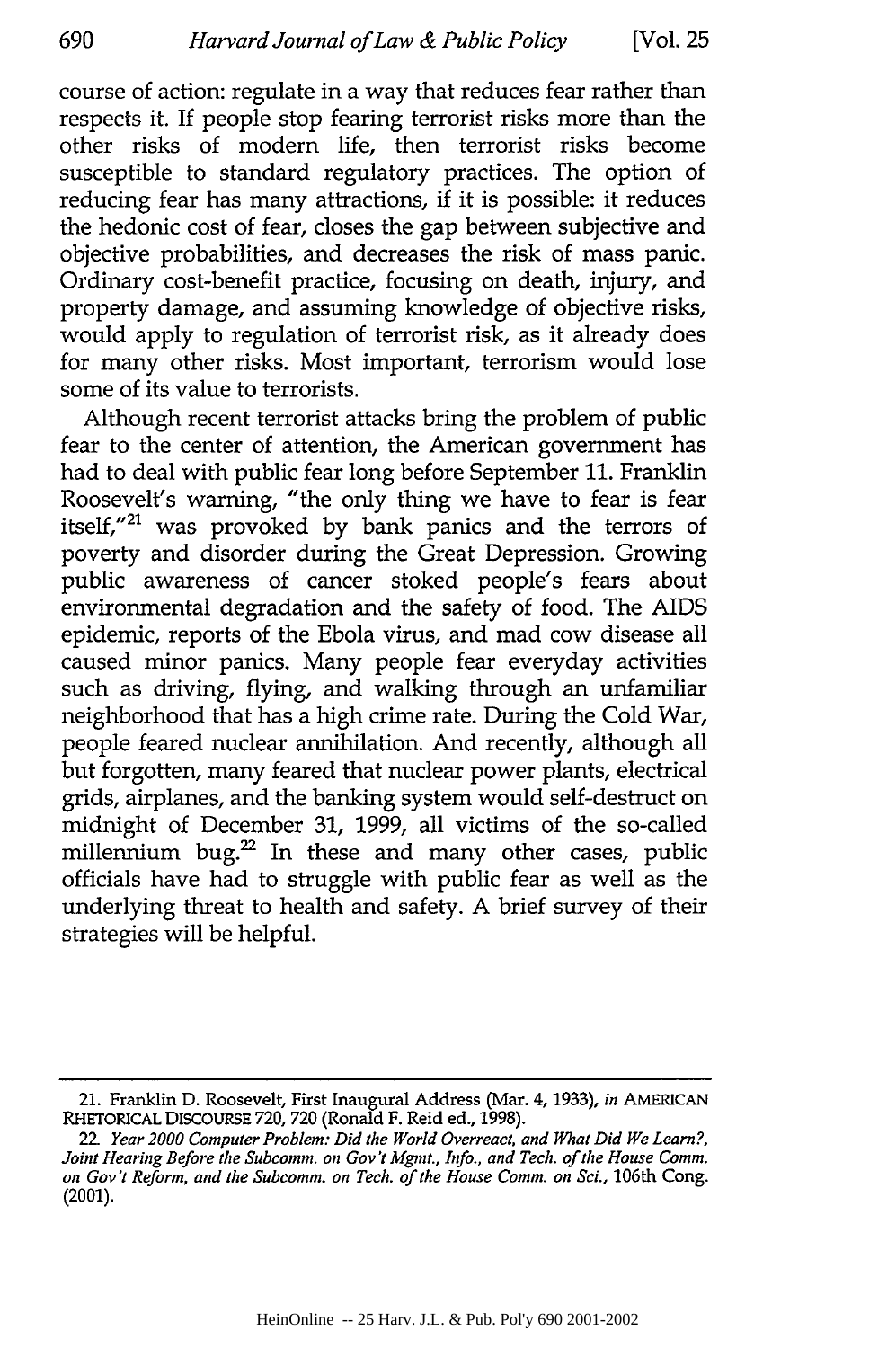course of action: regulate in a way that reduces fear rather than respects it. If people stop fearing terrorist risks more than the other risks of modern life, then terrorist risks become susceptible to standard regulatory practices. The option of reducing fear has many attractions, if it is possible: it reduces the hedonic cost of fear, closes the gap between subjective and objective probabilities, and decreases the risk of mass panic. Ordinary cost-benefit practice, focusing on death, injury, and property damage, and assuming knowledge of objective risks, would apply to regulation of terrorist risk, as it already does for many other risks. Most important, terrorism would lose some of its value to terrorists.

Although recent terrorist attacks bring the problem of public fear to the center of attention, the American government has had to deal with public fear long before September 11. Franklin Roosevelt's warning, "the only thing we have to fear is fear itself,"[21] was provoked by bank panics and the terrors of poverty and disorder during the Great Depression. Growing public awareness of cancer stoked people's fears about environmental degradation and the safety of food. The AIDS epidemic, reports of the Ebola virus, and mad cow disease all caused minor panics. Many people fear everyday activities such as driving, flying, and walking through an unfamiliar neighborhood that has a high crime rate. During the Cold War, people feared nuclear annihilation. And recently, although all but forgotten, many feared that nuclear power plants, electrical grids, airplanes, and the banking system would self-destruct on midnight of December 31, 1999, all victims of the so-called millennium bug.[22] In these and many other cases, public officials have had to struggle with public fear as well as the underlying threat to health and safety. A brief survey of their strategies will be helpful.

---

21. Franklin D. Roosevelt, First Inaugural Address (Mar. 4, 1933), *in* AMERICAN RHETORICAL DISCOURSE 720, 720 (Ronald F. Reid ed., 1998).

22. *Year 2000 Computer Problem: Did the World Overreact, and What Did We Learn?, Joint Hearing Before the Subcomm. on Gov't Mgmt., Info., and Tech. of the House Comm. on Gov't Reform, and the Subcomm. on Tech. of the House Comm. on Sci.*, 106th Cong. (2001).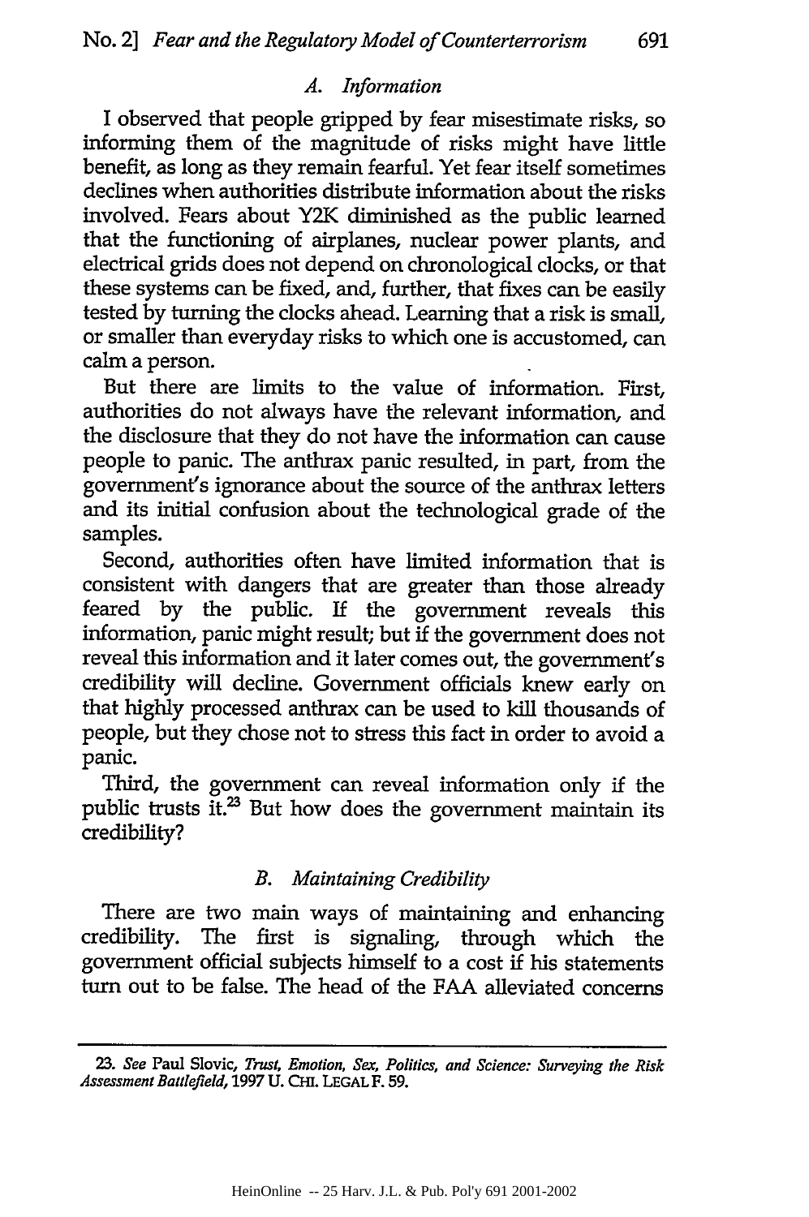### *A. Information*

I observed that people gripped by fear misestimate risks, so informing them of the magnitude of risks might have little benefit, as long as they remain fearful. Yet fear itself sometimes declines when authorities distribute information about the risks involved. Fears about Y2K diminished as the public learned that the functioning of airplanes, nuclear power plants, and electrical grids does not depend on chronological clocks, or that these systems can be fixed, and, further, that fixes can be easily tested by turning the clocks ahead. Learning that a risk is small, or smaller than everyday risks to which one is accustomed, can calm a person.

But there are limits to the value of information. First, authorities do not always have the relevant information, and the disclosure that they do not have the information can cause people to panic. The anthrax panic resulted, in part, from the government's ignorance about the source of the anthrax letters and its initial confusion about the technological grade of the samples.

Second, authorities often have limited information that is consistent with dangers that are greater than those already feared by the public. If the government reveals this information, panic might result; but if the government does not reveal this information and it later comes out, the government's credibility will decline. Government officials knew early on that highly processed anthrax can be used to kill thousands of people, but they chose not to stress this fact in order to avoid a panic.

Third, the government can reveal information only if the public trusts it.[23] But how does the government maintain its credibility?

### *B. Maintaining Credibility*

There are two main ways of maintaining and enhancing credibility. The first is signaling, through which the government official subjects himself to a cost if his statements turn out to be false. The head of the FAA alleviated concerns

---

23. *See* Paul Slovic, *Trust, Emotion, Sex, Politics, and Science: Surveying the Risk Assessment Battlefield*, 1997 U. CHI. LEGAL F. 59.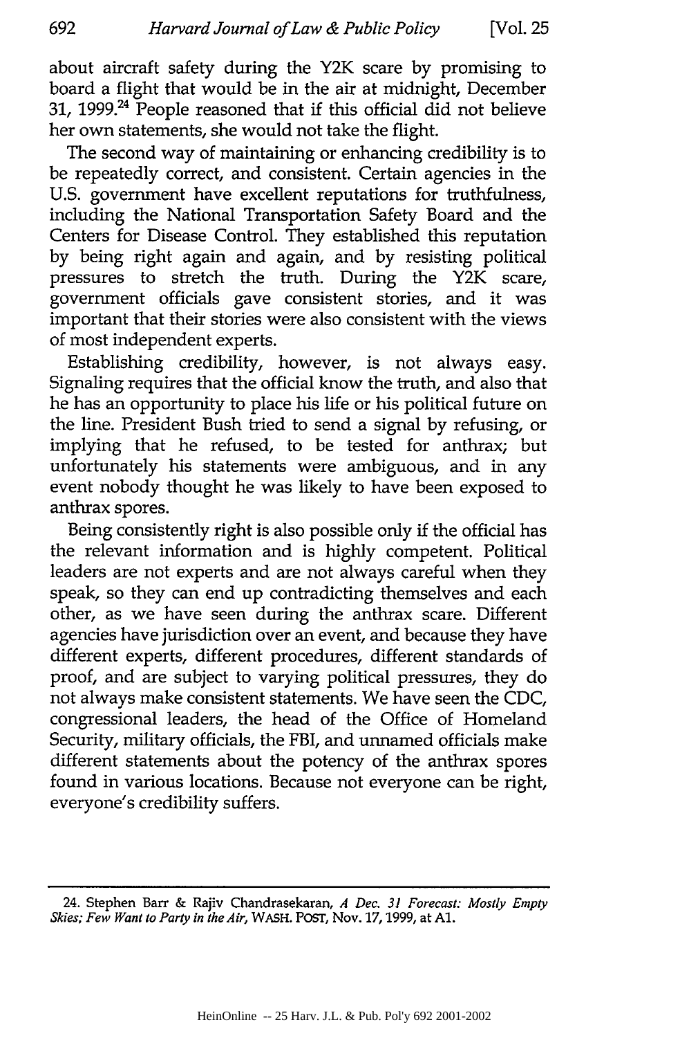about aircraft safety during the Y2K scare by promising to board a flight that would be in the air at midnight, December 31, 1999.[24] People reasoned that if this official did not believe her own statements, she would not take the flight.

The second way of maintaining or enhancing credibility is to be repeatedly correct, and consistent. Certain agencies in the U.S. government have excellent reputations for truthfulness, including the National Transportation Safety Board and the Centers for Disease Control. They established this reputation by being right again and again, and by resisting political pressures to stretch the truth. During the Y2K scare, government officials gave consistent stories, and it was important that their stories were also consistent with the views of most independent experts.

Establishing credibility, however, is not always easy. Signaling requires that the official know the truth, and also that he has an opportunity to place his life or his political future on the line. President Bush tried to send a signal by refusing, or implying that he refused, to be tested for anthrax; but unfortunately his statements were ambiguous, and in any event nobody thought he was likely to have been exposed to anthrax spores.

Being consistently right is also possible only if the official has the relevant information and is highly competent. Political leaders are not experts and are not always careful when they speak, so they can end up contradicting themselves and each other, as we have seen during the anthrax scare. Different agencies have jurisdiction over an event, and because they have different experts, different procedures, different standards of proof, and are subject to varying political pressures, they do not always make consistent statements. We have seen the CDC, congressional leaders, the head of the Office of Homeland Security, military officials, the FBI, and unnamed officials make different statements about the potency of the anthrax spores found in various locations. Because not everyone can be right, everyone's credibility suffers.

---

24. Stephen Barr & Rajiv Chandrasekaran, *A Dec. 31 Forecast: Mostly Empty Skies; Few Want to Party in the Air*, WASH. POST, Nov. 17, 1999, at A1.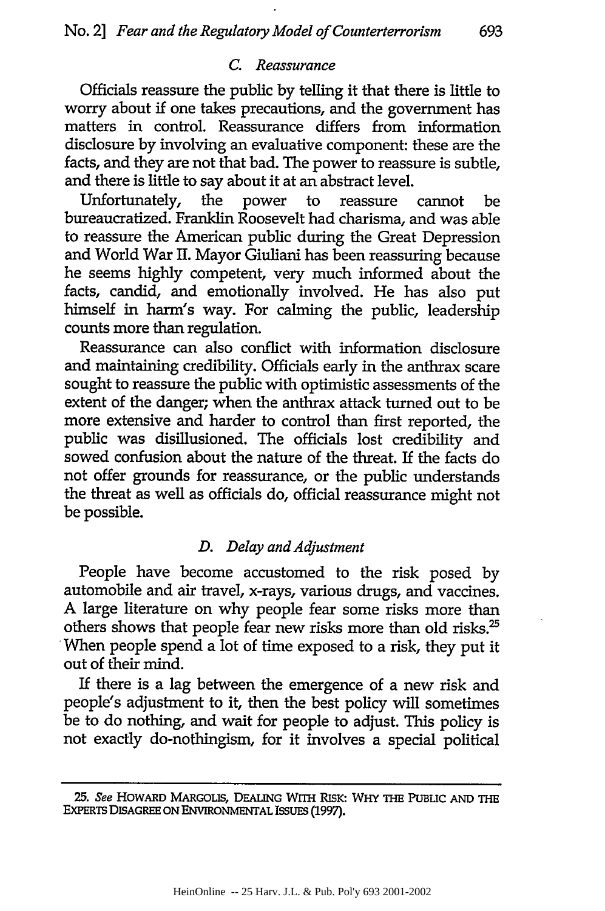### *C. Reassurance*

Officials reassure the public by telling it that there is little to worry about if one takes precautions, and the government has matters in control. Reassurance differs from information disclosure by involving an evaluative component: these are the facts, and they are not that bad. The power to reassure is subtle, and there is little to say about it at an abstract level.

Unfortunately, the power to reassure cannot be bureaucratized. Franklin Roosevelt had charisma, and was able to reassure the American public during the Great Depression and World War II. Mayor Giuliani has been reassuring because he seems highly competent, very much informed about the facts, candid, and emotionally involved. He has also put himself in harm's way. For calming the public, leadership counts more than regulation.

Reassurance can also conflict with information disclosure and maintaining credibility. Officials early in the anthrax scare sought to reassure the public with optimistic assessments of the extent of the danger; when the anthrax attack turned out to be more extensive and harder to control than first reported, the public was disillusioned. The officials lost credibility and sowed confusion about the nature of the threat. If the facts do not offer grounds for reassurance, or the public understands the threat as well as officials do, official reassurance might not be possible.

### *D. Delay and Adjustment*

People have become accustomed to the risk posed by automobile and air travel, x-rays, various drugs, and vaccines. A large literature on why people fear some risks more than others shows that people fear new risks more than old risks.[25] When people spend a lot of time exposed to a risk, they put it out of their mind.

If there is a lag between the emergence of a new risk and people's adjustment to it, then the best policy will sometimes be to do nothing, and wait for people to adjust. This policy is not exactly do-nothingism, for it involves a special political

---

25. *See* HOWARD MARGOLIS, DEALING WITH RISK: WHY THE PUBLIC AND THE EXPERTS DISAGREE ON ENVIRONMENTAL ISSUES (1997).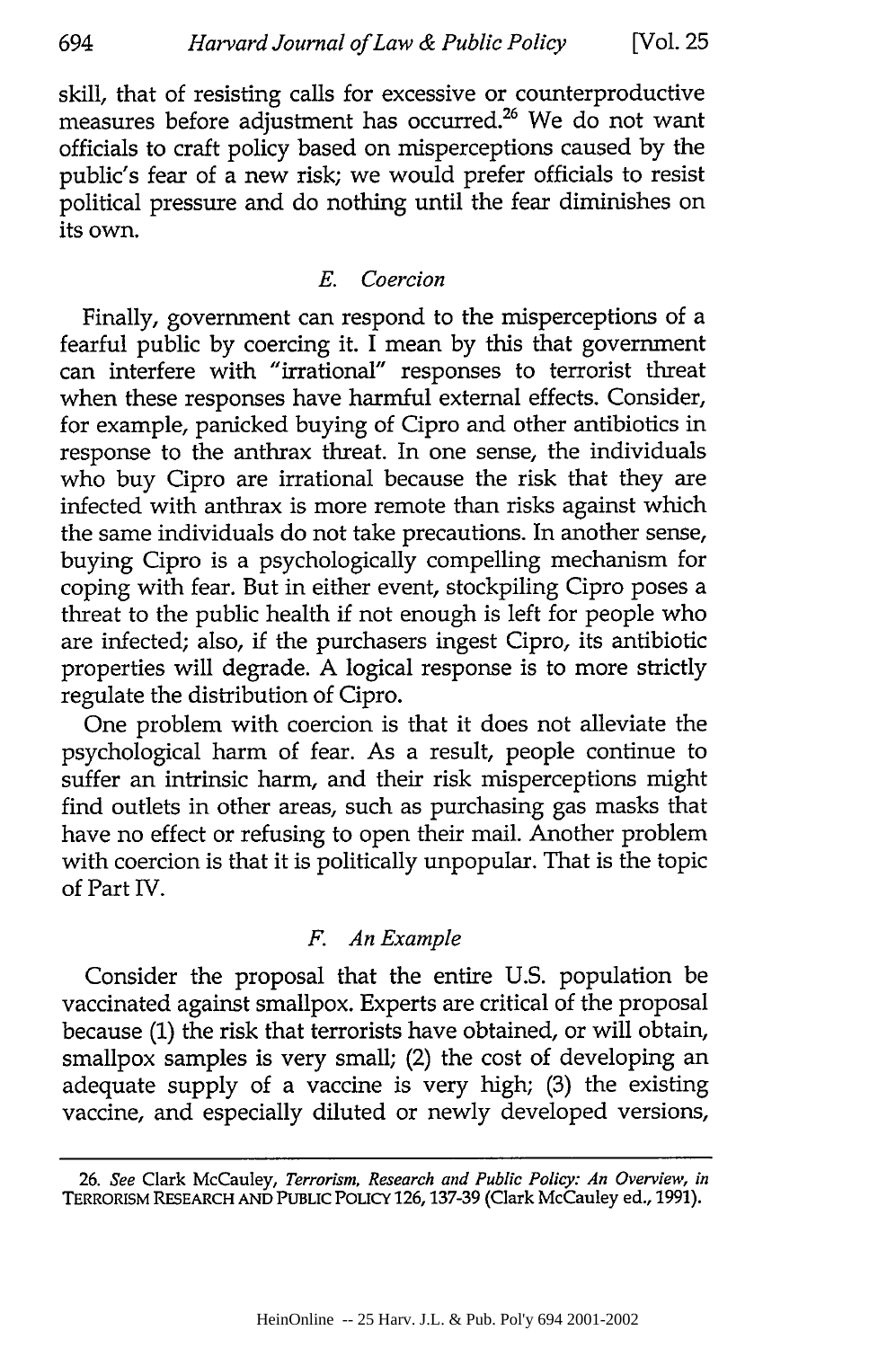skill, that of resisting calls for excessive or counterproductive measures before adjustment has occurred.[26] We do not want officials to craft policy based on misperceptions caused by the public's fear of a new risk; we would prefer officials to resist political pressure and do nothing until the fear diminishes on its own.

### *E. Coercion*

Finally, government can respond to the misperceptions of a fearful public by coercing it. I mean by this that government can interfere with "irrational" responses to terrorist threat when these responses have harmful external effects. Consider, for example, panicked buying of Cipro and other antibiotics in response to the anthrax threat. In one sense, the individuals who buy Cipro are irrational because the risk that they are infected with anthrax is more remote than risks against which the same individuals do not take precautions. In another sense, buying Cipro is a psychologically compelling mechanism for coping with fear. But in either event, stockpiling Cipro poses a threat to the public health if not enough is left for people who are infected; also, if the purchasers ingest Cipro, its antibiotic properties will degrade. A logical response is to more strictly regulate the distribution of Cipro.

One problem with coercion is that it does not alleviate the psychological harm of fear. As a result, people continue to suffer an intrinsic harm, and their risk misperceptions might find outlets in other areas, such as purchasing gas masks that have no effect or refusing to open their mail. Another problem with coercion is that it is politically unpopular. That is the topic of Part IV.

### *F. An Example*

Consider the proposal that the entire U.S. population be vaccinated against smallpox. Experts are critical of the proposal because (1) the risk that terrorists have obtained, or will obtain, smallpox samples is very small; (2) the cost of developing an adequate supply of a vaccine is very high; (3) the existing vaccine, and especially diluted or newly developed versions,

---

26. *See* Clark McCauley, *Terrorism, Research and Public Policy: An Overview, in* TERRORISM RESEARCH AND PUBLIC POLICY 126, 137-39 (Clark McCauley ed., 1991).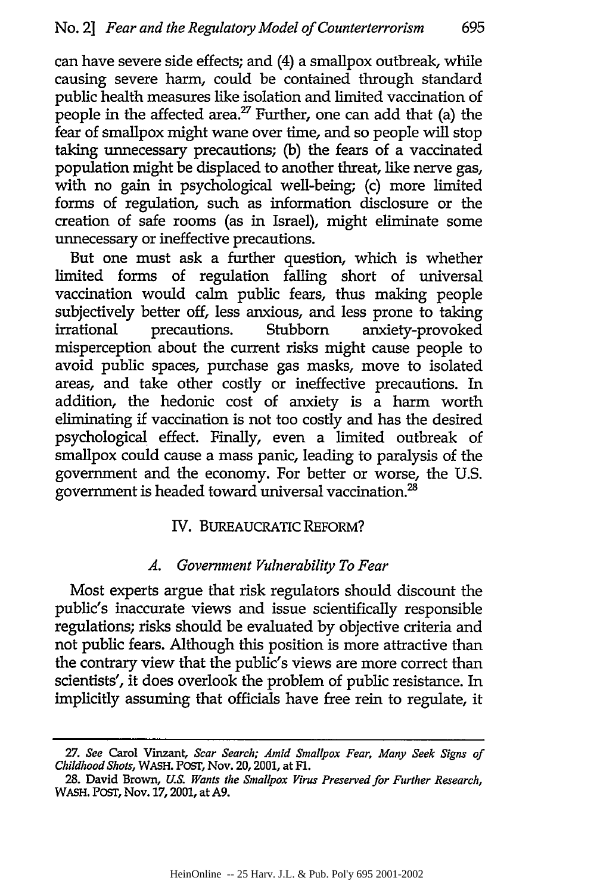can have severe side effects; and (4) a smallpox outbreak, while causing severe harm, could be contained through standard public health measures like isolation and limited vaccination of people in the affected area.[27] Further, one can add that (a) the fear of smallpox might wane over time, and so people will stop taking unnecessary precautions; (b) the fears of a vaccinated population might be displaced to another threat, like nerve gas, with no gain in psychological well-being; (c) more limited forms of regulation, such as information disclosure or the creation of safe rooms (as in Israel), might eliminate some unnecessary or ineffective precautions.

But one must ask a further question, which is whether limited forms of regulation falling short of universal vaccination would calm public fears, thus making people subjectively better off, less anxious, and less prone to taking irrational precautions. Stubborn anxiety-provoked misperception about the current risks might cause people to avoid public spaces, purchase gas masks, move to isolated areas, and take other costly or ineffective precautions. In addition, the hedonic cost of anxiety is a harm worth eliminating if vaccination is not too costly and has the desired psychological effect. Finally, even a limited outbreak of smallpox could cause a mass panic, leading to paralysis of the government and the economy. For better or worse, the U.S. government is headed toward universal vaccination.[28]

## IV. BUREAUCRATIC REFORM?

### *A. Government Vulnerability To Fear*

Most experts argue that risk regulators should discount the public's inaccurate views and issue scientifically responsible regulations; risks should be evaluated by objective criteria and not public fears. Although this position is more attractive than the contrary view that the public's views are more correct than scientists', it does overlook the problem of public resistance. In implicitly assuming that officials have free rein to regulate, it

---

27. *See* Carol Vinzant, *Scar Search; Amid Smallpox Fear, Many Seek Signs of Childhood Shots*, WASH. POST, Nov. 20, 2001, at F1.

28. David Brown, *U.S. Wants the Smallpox Virus Preserved for Further Research*, WASH. POST, Nov. 17, 2001, at A9.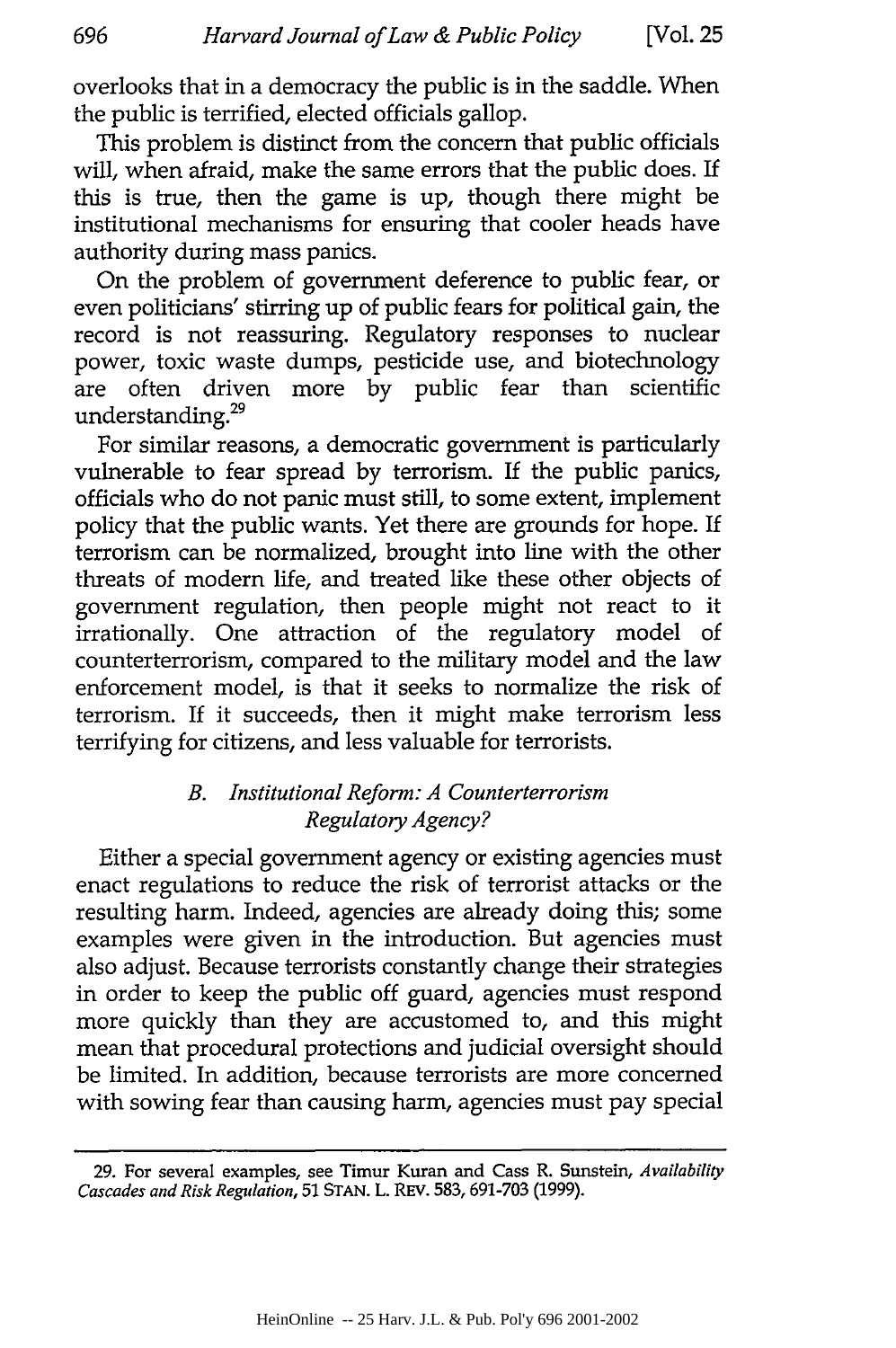overlooks that in a democracy the public is in the saddle. When the public is terrified, elected officials gallop.

This problem is distinct from the concern that public officials will, when afraid, make the same errors that the public does. If this is true, then the game is up, though there might be institutional mechanisms for ensuring that cooler heads have authority during mass panics.

On the problem of government deference to public fear, or even politicians' stirring up of public fears for political gain, the record is not reassuring. Regulatory responses to nuclear power, toxic waste dumps, pesticide use, and biotechnology are often driven more by public fear than scientific understanding.[29]

For similar reasons, a democratic government is particularly vulnerable to fear spread by terrorism. If the public panics, officials who do not panic must still, to some extent, implement policy that the public wants. Yet there are grounds for hope. If terrorism can be normalized, brought into line with the other threats of modern life, and treated like these other objects of government regulation, then people might not react to it irrationally. One attraction of the regulatory model of counterterrorism, compared to the military model and the law enforcement model, is that it seeks to normalize the risk of terrorism. If it succeeds, then it might make terrorism less terrifying for citizens, and less valuable for terrorists.

### *B. Institutional Reform: A Counterterrorism Regulatory Agency?*

Either a special government agency or existing agencies must enact regulations to reduce the risk of terrorist attacks or the resulting harm. Indeed, agencies are already doing this; some examples were given in the introduction. But agencies must also adjust. Because terrorists constantly change their strategies in order to keep the public off guard, agencies must respond more quickly than they are accustomed to, and this might mean that procedural protections and judicial oversight should be limited. In addition, because terrorists are more concerned with sowing fear than causing harm, agencies must pay special

---

29. For several examples, see Timur Kuran and Cass R. Sunstein, *Availability Cascades and Risk Regulation*, 51 STAN. L. REV. 583, 691-703 (1999).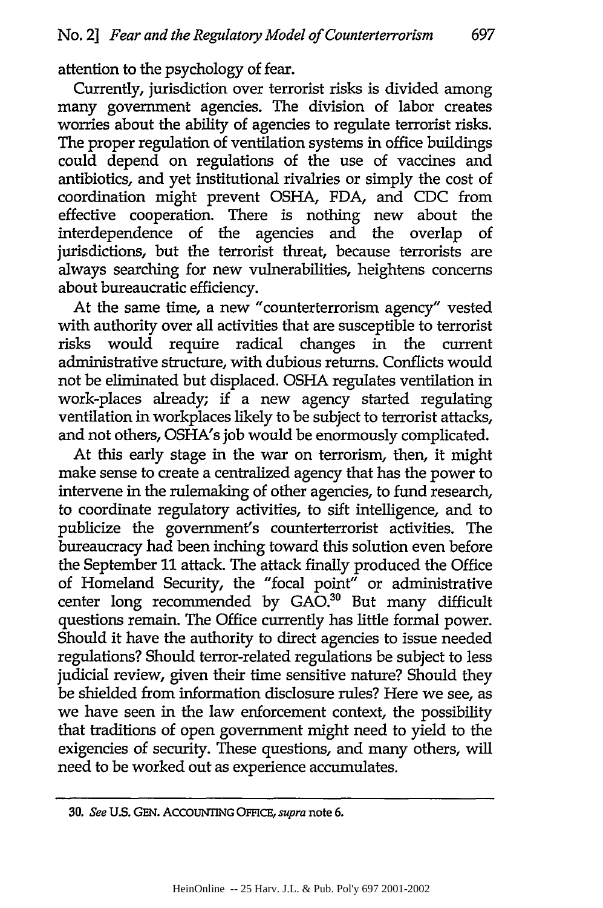attention to the psychology of fear.

Currently, jurisdiction over terrorist risks is divided among many government agencies. The division of labor creates worries about the ability of agencies to regulate terrorist risks. The proper regulation of ventilation systems in office buildings could depend on regulations of the use of vaccines and antibiotics, and yet institutional rivalries or simply the cost of coordination might prevent OSHA, FDA, and CDC from effective cooperation. There is nothing new about the interdependence of the agencies and the overlap of jurisdictions, but the terrorist threat, because terrorists are always searching for new vulnerabilities, heightens concerns about bureaucratic efficiency.

At the same time, a new "counterterrorism agency" vested with authority over all activities that are susceptible to terrorist risks would require radical changes in the current administrative structure, with dubious returns. Conflicts would not be eliminated but displaced. OSHA regulates ventilation in work-places already; if a new agency started regulating ventilation in workplaces likely to be subject to terrorist attacks, and not others, OSHA's job would be enormously complicated.

At this early stage in the war on terrorism, then, it might make sense to create a centralized agency that has the power to intervene in the rulemaking of other agencies, to fund research, to coordinate regulatory activities, to sift intelligence, and to publicize the government's counterterrorist activities. The bureaucracy had been inching toward this solution even before the September 11 attack. The attack finally produced the Office of Homeland Security, the "focal point" or administrative center long recommended by GAO.[30] But many difficult questions remain. The Office currently has little formal power. Should it have the authority to direct agencies to issue needed regulations? Should terror-related regulations be subject to less judicial review, given their time sensitive nature? Should they be shielded from information disclosure rules? Here we see, as we have seen in the law enforcement context, the possibility that traditions of open government might need to yield to the exigencies of security. These questions, and many others, will need to be worked out as experience accumulates.

---

30. *See* U.S. GEN. ACCOUNTING OFFICE, *supra* note 6.